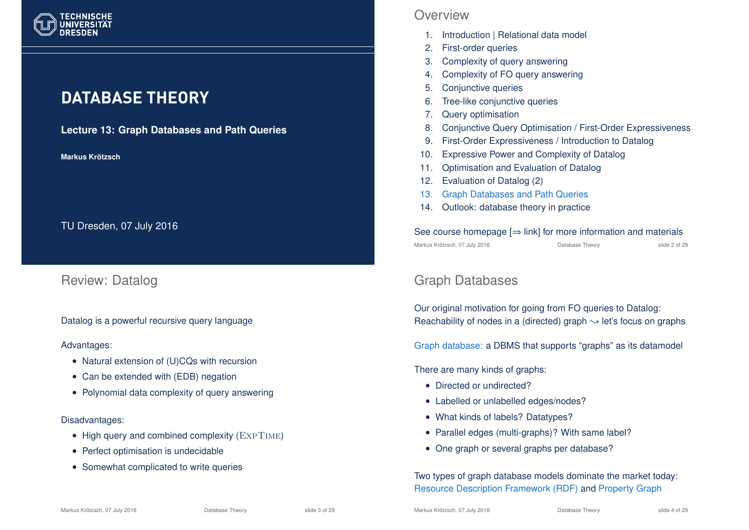# DATABASE THEORY

**Lecture 13: Graph Databases and Path Queries**

**Markus Krötzsch**

TU Dresden, 07 July 2016

## Overview

1. Introduction | Relational data model
2. First-order queries
3. Complexity of query answering
4. Complexity of FO query answering
5. Conjunctive queries
6. Tree-like conjunctive queries
7. Query optimisation
8. Conjunctive Query Optimisation / First-Order Expressiveness
9. First-Order Expressiveness / Introduction to Datalog
10. Expressive Power and Complexity of Datalog
11. Optimisation and Evaluation of Datalog
12. Evaluation of Datalog (2)
13. Graph Databases and Path Queries
14. Outlook: database theory in practice

See course homepage [⇒ link] for more information and materials

## Review: Datalog

Datalog is a powerful recursive query language

Advantages:

- Natural extension of (U)CQs with recursion
- Can be extended with (EDB) negation
- Polynomial data complexity of query answering

Disadvantages:

- High query and combined complexity (ExpTime)
- Perfect optimisation is undecidable
- Somewhat complicated to write queries

## Graph Databases

Our original motivation for going from FO queries to Datalog:
Reachability of nodes in a (directed) graph ⇝ let's focus on graphs

Graph database: a DBMS that supports "graphs" as its datamodel

There are many kinds of graphs:

- Directed or undirected?
- Labelled or unlabelled edges/nodes?
- What kinds of labels? Datatypes?
- Parallel edges (multi-graphs)? With same label?
- One graph or several graphs per database?

Two types of graph database models dominate the market today:
Resource Description Framework (RDF) and Property Graph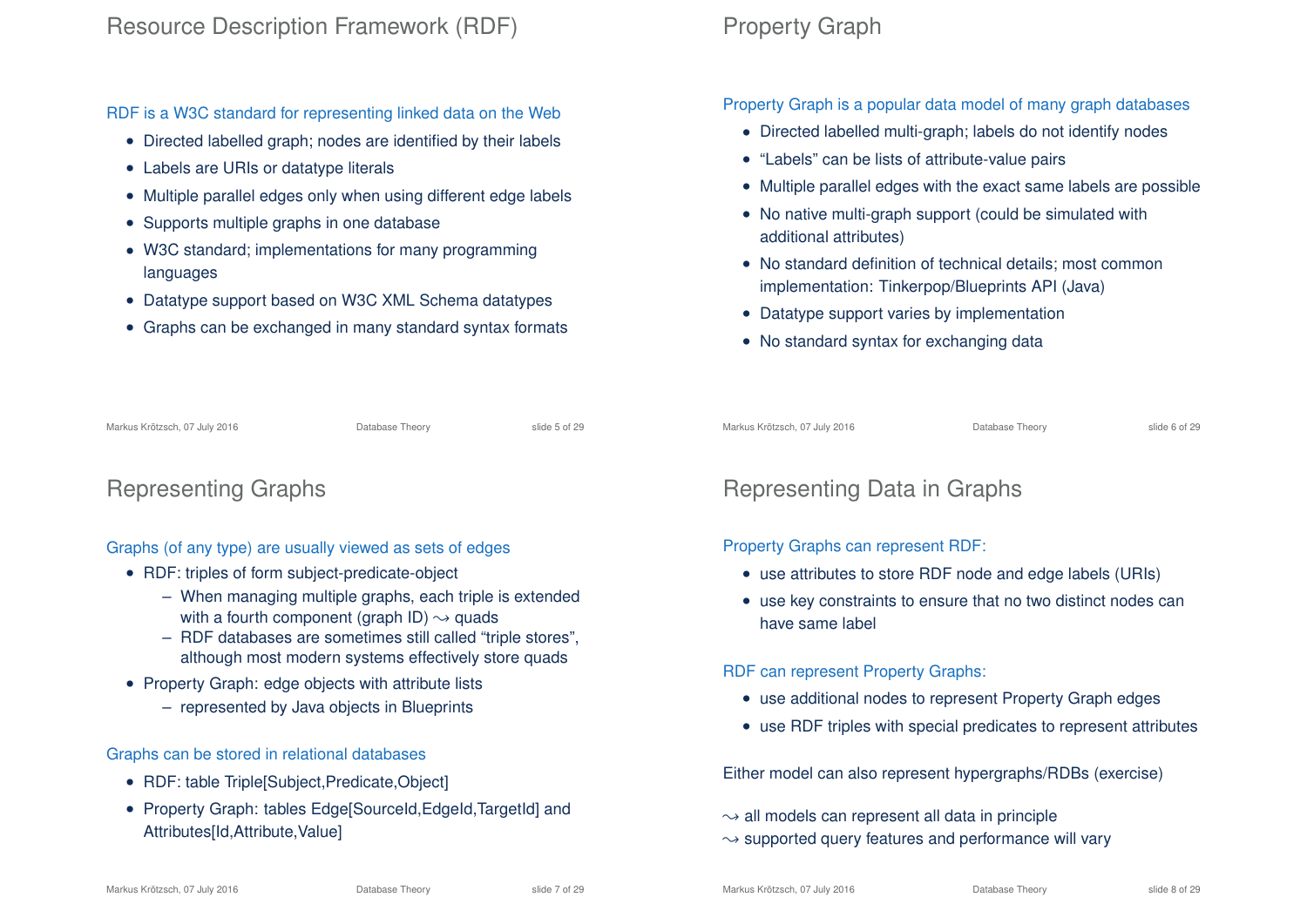# Resource Description Framework (RDF)

RDF is a W3C standard for representing linked data on the Web

- Directed labelled graph; nodes are identified by their labels
- Labels are URIs or datatype literals
- Multiple parallel edges only when using different edge labels
- Supports multiple graphs in one database
- W3C standard; implementations for many programming languages
- Datatype support based on W3C XML Schema datatypes
- Graphs can be exchanged in many standard syntax formats

# Property Graph

Property Graph is a popular data model of many graph databases

- Directed labelled multi-graph; labels do not identify nodes
- "Labels" can be lists of attribute-value pairs
- Multiple parallel edges with the exact same labels are possible
- No native multi-graph support (could be simulated with additional attributes)
- No standard definition of technical details; most common implementation: Tinkerpop/Blueprints API (Java)
- Datatype support varies by implementation
- No standard syntax for exchanging data

# Representing Graphs

Graphs (of any type) are usually viewed as sets of edges

- RDF: triples of form subject-predicate-object
  - When managing multiple graphs, each triple is extended with a fourth component (graph ID) $\leadsto$ quads
  - RDF databases are sometimes still called "triple stores", although most modern systems effectively store quads
- Property Graph: edge objects with attribute lists
  - represented by Java objects in Blueprints

Graphs can be stored in relational databases

- RDF: table Triple[Subject,Predicate,Object]
- Property Graph: tables Edge[SourceId,EdgeId,TargetId] and Attributes[Id,Attribute,Value]

# Representing Data in Graphs

Property Graphs can represent RDF:

- use attributes to store RDF node and edge labels (URIs)
- use key constraints to ensure that no two distinct nodes can have same label

RDF can represent Property Graphs:

- use additional nodes to represent Property Graph edges
- use RDF triples with special predicates to represent attributes

Either model can also represent hypergraphs/RDBs (exercise)

$\leadsto$ all models can represent all data in principle
$\leadsto$ supported query features and performance will vary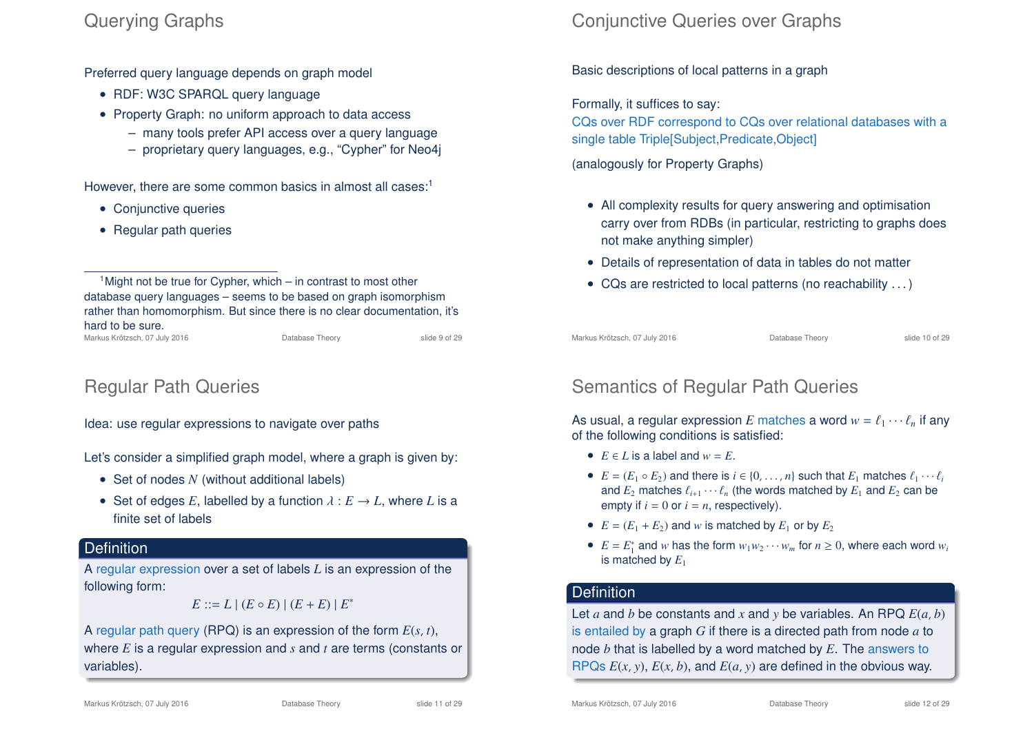## Querying Graphs

Preferred query language depends on graph model

- RDF: W3C SPARQL query language
- Property Graph: no uniform approach to data access
  - many tools prefer API access over a query language
  - proprietary query languages, e.g., “Cypher” for Neo4j

However, there are some common basics in almost all cases:[1]

- Conjunctive queries
- Regular path queries

[1] Might not be true for Cypher, which – in contrast to most other database query languages – seems to be based on graph isomorphism rather than homomorphism. But since there is no clear documentation, it's hard to be sure.

## Conjunctive Queries over Graphs

Basic descriptions of local patterns in a graph

Formally, it suffices to say:
CQs over RDF correspond to CQs over relational databases with a single table Triple[Subject,Predicate,Object]

(analogously for Property Graphs)

- All complexity results for query answering and optimisation carry over from RDBs (in particular, restricting to graphs does not make anything simpler)
- Details of representation of data in tables do not matter
- CQs are restricted to local patterns (no reachability . . . )

## Regular Path Queries

Idea: use regular expressions to navigate over paths

Let's consider a simplified graph model, where a graph is given by:

- Set of nodes $N$ (without additional labels)
- Set of edges $E$, labelled by a function $\lambda : E \to L$, where $L$ is a finite set of labels

**Definition**

A regular expression over a set of labels $L$ is an expression of the following form:

$$E ::= L \mid (E \circ E) \mid (E + E) \mid E^*$$

A regular path query (RPQ) is an expression of the form $E(s, t)$, where $E$ is a regular expression and $s$ and $t$ are terms (constants or variables).

## Semantics of Regular Path Queries

As usual, a regular expression $E$ matches a word $w = \ell_1 \cdots \ell_n$ if any of the following conditions is satisfied:

- $E \in L$ is a label and $w = E$.
- $E = (E_1 \circ E_2)$ and there is $i \in \{0, \ldots, n\}$ such that $E_1$ matches $\ell_1 \cdots \ell_i$ and $E_2$ matches $\ell_{i+1} \cdots \ell_n$ (the words matched by $E_1$ and $E_2$ can be empty if $i = 0$ or $i = n$, respectively).
- $E = (E_1 + E_2)$ and $w$ is matched by $E_1$ or by $E_2$
- $E = E_1^*$ and $w$ has the form $w_1 w_2 \cdots w_m$ for $n \geq 0$, where each word $w_i$ is matched by $E_1$

**Definition**

Let $a$ and $b$ be constants and $x$ and $y$ be variables. An RPQ $E(a, b)$ is entailed by a graph $G$ if there is a directed path from node $a$ to node $b$ that is labelled by a word matched by $E$. The answers to RPQs $E(x, y)$, $E(x, b)$, and $E(a, y)$ are defined in the obvious way.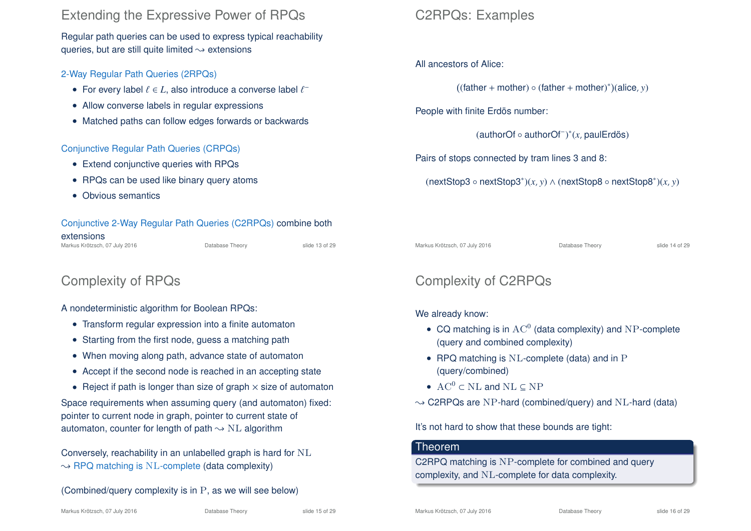## Extending the Expressive Power of RPQs

Regular path queries can be used to express typical reachability queries, but are still quite limited $\leadsto$ extensions

### 2-Way Regular Path Queries (2RPQs)

- For every label $\ell \in L$, also introduce a converse label $\ell^-$
- Allow converse labels in regular expressions
- Matched paths can follow edges forwards or backwards

### Conjunctive Regular Path Queries (CRPQs)

- Extend conjunctive queries with RPQs
- RPQs can be used like binary query atoms
- Obvious semantics

Conjunctive 2-Way Regular Path Queries (C2RPQs) combine both extensions

## C2RPQs: Examples

All ancestors of Alice:

$$((\text{father} + \text{mother}) \circ (\text{father} + \text{mother})^*)(\text{alice}, y)$$

People with finite Erdös number:

$$(\text{authorOf} \circ \text{authorOf}^-)^*(x, \text{paulErdös})$$

Pairs of stops connected by tram lines 3 and 8:

$$(\text{nextStop3} \circ \text{nextStop3}^*)(x, y) \wedge (\text{nextStop8} \circ \text{nextStop8}^*)(x, y)$$

## Complexity of RPQs

A nondeterministic algorithm for Boolean RPQs:

- Transform regular expression into a finite automaton
- Starting from the first node, guess a matching path
- When moving along path, advance state of automaton
- Accept if the second node is reached in an accepting state
- Reject if path is longer than size of graph $\times$ size of automaton

Space requirements when assuming query (and automaton) fixed: pointer to current node in graph, pointer to current state of automaton, counter for length of path $\leadsto$ $\mathrm{NL}$ algorithm

Conversely, reachability in an unlabelled graph is hard for $\mathrm{NL}$ $\leadsto$ RPQ matching is $\mathrm{NL}$-complete (data complexity)

(Combined/query complexity is in $\mathrm{P}$, as we will see below)

## Complexity of C2RPQs

We already know:

- CQ matching is in $\mathrm{AC}^0$ (data complexity) and $\mathrm{NP}$-complete (query and combined complexity)
- RPQ matching is $\mathrm{NL}$-complete (data) and in $\mathrm{P}$ (query/combined)
- $\mathrm{AC}^0 \subset \mathrm{NL}$ and $\mathrm{NL} \subseteq \mathrm{NP}$

$\leadsto$ C2RPQs are $\mathrm{NP}$-hard (combined/query) and $\mathrm{NL}$-hard (data)

It's not hard to show that these bounds are tight:

**Theorem**

C2RPQ matching is $\mathrm{NP}$-complete for combined and query complexity, and $\mathrm{NL}$-complete for data complexity.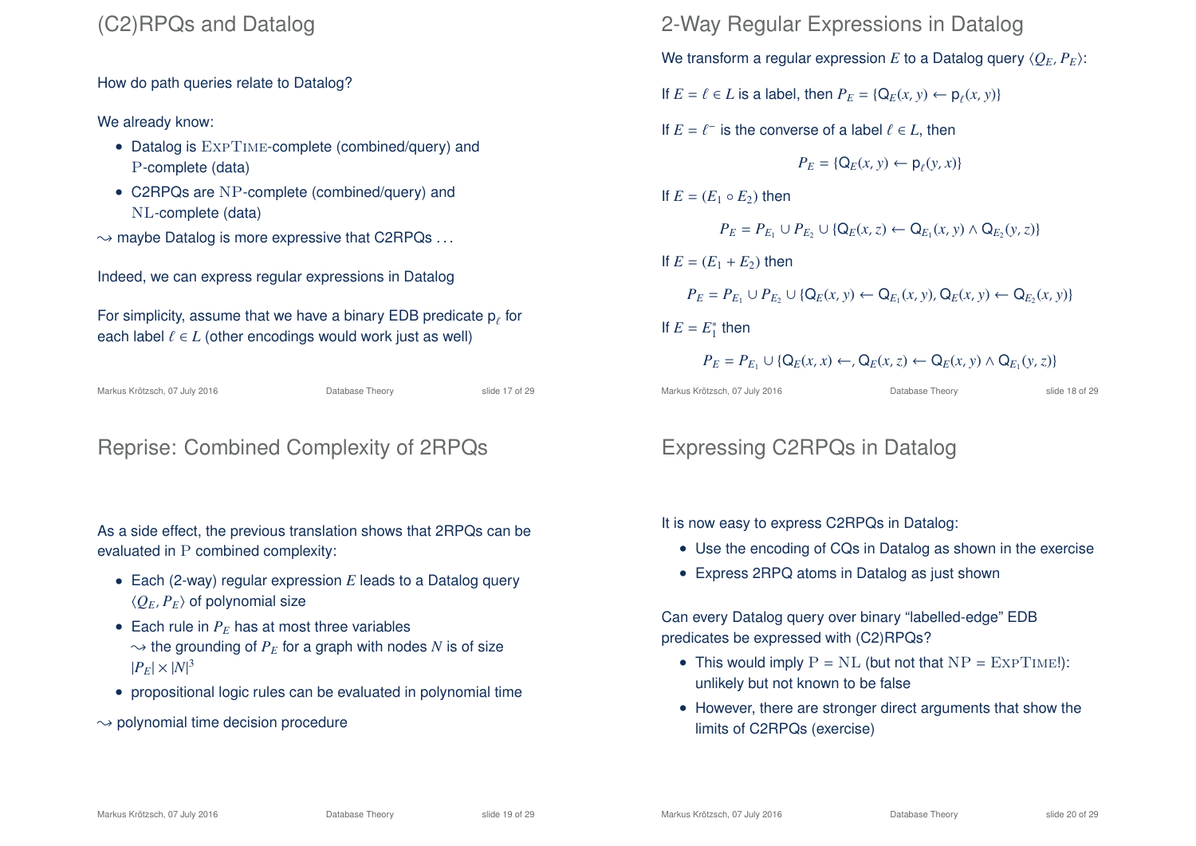# (C2)RPQs and Datalog

How do path queries relate to Datalog?

We already know:

- Datalog is ExpTime-complete (combined/query) and P-complete (data)
- C2RPQs are NP-complete (combined/query) and NL-complete (data)

$\rightsquigarrow$ maybe Datalog is more expressive that C2RPQs ...

Indeed, we can express regular expressions in Datalog

For simplicity, assume that we have a binary EDB predicate $\mathsf{p}_\ell$ for each label $\ell \in L$ (other encodings would work just as well)

# 2-Way Regular Expressions in Datalog

We transform a regular expression $E$ to a Datalog query $\langle Q_E, P_E \rangle$:

If $E = \ell \in L$ is a label, then $P_E = \{\mathsf{Q}_E(x, y) \leftarrow \mathsf{p}_\ell(x, y)\}$

If $E = \ell^-$ is the converse of a label $\ell \in L$, then

$$P_E = \{\mathsf{Q}_E(x, y) \leftarrow \mathsf{p}_\ell(y, x)\}$$

If $E = (E_1 \circ E_2)$ then

$$P_E = P_{E_1} \cup P_{E_2} \cup \{\mathsf{Q}_E(x, z) \leftarrow \mathsf{Q}_{E_1}(x, y) \wedge \mathsf{Q}_{E_2}(y, z)\}$$

If $E = (E_1 + E_2)$ then

$$P_E = P_{E_1} \cup P_{E_2} \cup \{\mathsf{Q}_E(x, y) \leftarrow \mathsf{Q}_{E_1}(x, y), \mathsf{Q}_E(x, y) \leftarrow \mathsf{Q}_{E_2}(x, y)\}$$

If $E = E_1^*$ then

$$P_E = P_{E_1} \cup \{\mathsf{Q}_E(x, x) \leftarrow, \mathsf{Q}_E(x, z) \leftarrow \mathsf{Q}_E(x, y) \wedge \mathsf{Q}_{E_1}(y, z)\}$$

# Reprise: Combined Complexity of 2RPQs

As a side effect, the previous translation shows that 2RPQs can be evaluated in P combined complexity:

- Each (2-way) regular expression $E$ leads to a Datalog query $\langle Q_E, P_E \rangle$ of polynomial size
- Each rule in $P_E$ has at most three variables
  $\rightsquigarrow$ the grounding of $P_E$ for a graph with nodes $N$ is of size $|P_E| \times |N|^3$
- propositional logic rules can be evaluated in polynomial time

$\rightsquigarrow$ polynomial time decision procedure

# Expressing C2RPQs in Datalog

It is now easy to express C2RPQs in Datalog:

- Use the encoding of CQs in Datalog as shown in the exercise
- Express 2RPQ atoms in Datalog as just shown

Can every Datalog query over binary "labelled-edge" EDB predicates be expressed with (C2)RPQs?

- This would imply P = NL (but not that NP = ExpTime!): unlikely but not known to be false
- However, there are stronger direct arguments that show the limits of C2RPQs (exercise)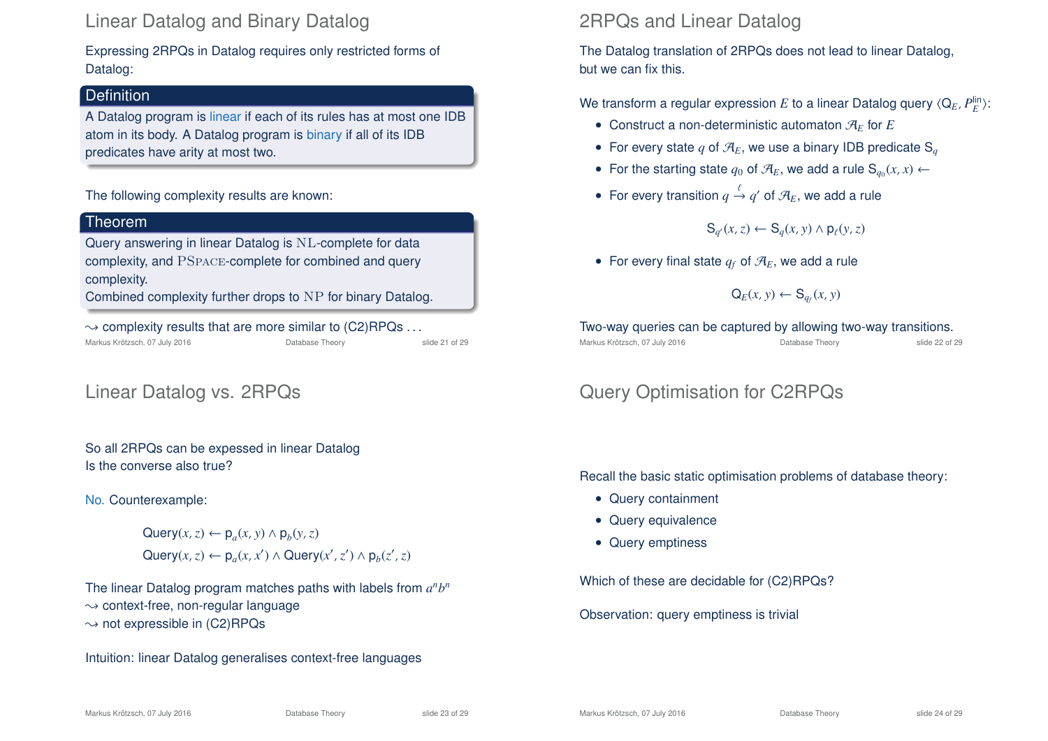## Linear Datalog and Binary Datalog

Expressing 2RPQs in Datalog requires only restricted forms of Datalog:

**Definition**

A Datalog program is linear if each of its rules has at most one IDB atom in its body. A Datalog program is binary if all of its IDB predicates have arity at most two.

The following complexity results are known:

**Theorem**

Query answering in linear Datalog is $\mathrm{NL}$-complete for data complexity, and $\mathrm{PSPACE}$-complete for combined and query complexity.
Combined complexity further drops to $\mathrm{NP}$ for binary Datalog.

$\leadsto$ complexity results that are more similar to (C2)RPQs ...

## 2RPQs and Linear Datalog

The Datalog translation of 2RPQs does not lead to linear Datalog, but we can fix this.

We transform a regular expression $E$ to a linear Datalog query $\langle \mathsf{Q}_E, P_E^{\mathrm{lin}} \rangle$:

- Construct a non-deterministic automaton $\mathcal{A}_E$ for $E$
- For every state $q$ of $\mathcal{A}_E$, we use a binary IDB predicate $\mathsf{S}_q$
- For the starting state $q_0$ of $\mathcal{A}_E$, we add a rule $\mathsf{S}_{q_0}(x, x) \leftarrow$
- For every transition $q \xrightarrow{\ell} q'$ of $\mathcal{A}_E$, we add a rule

$$\mathsf{S}_{q'}(x, z) \leftarrow \mathsf{S}_q(x, y) \wedge \mathsf{p}_\ell(y, z)$$

- For every final state $q_f$ of $\mathcal{A}_E$, we add a rule

$$\mathsf{Q}_E(x, y) \leftarrow \mathsf{S}_{q_f}(x, y)$$

Two-way queries can be captured by allowing two-way transitions.

## Linear Datalog vs. 2RPQs

So all 2RPQs can be expessed in linear Datalog
Is the converse also true?

No. Counterexample:

$$\mathsf{Query}(x, z) \leftarrow \mathsf{p}_a(x, y) \wedge \mathsf{p}_b(y, z)$$
$$\mathsf{Query}(x, z) \leftarrow \mathsf{p}_a(x, x') \wedge \mathsf{Query}(x', z') \wedge \mathsf{p}_b(z', z)$$

The linear Datalog program matches paths with labels from $a^n b^n$
$\leadsto$ context-free, non-regular language
$\leadsto$ not expressible in (C2)RPQs

Intuition: linear Datalog generalises context-free languages

## Query Optimisation for C2RPQs

Recall the basic static optimisation problems of database theory:

- Query containment
- Query equivalence
- Query emptiness

Which of these are decidable for (C2)RPQs?

Observation: query emptiness is trivial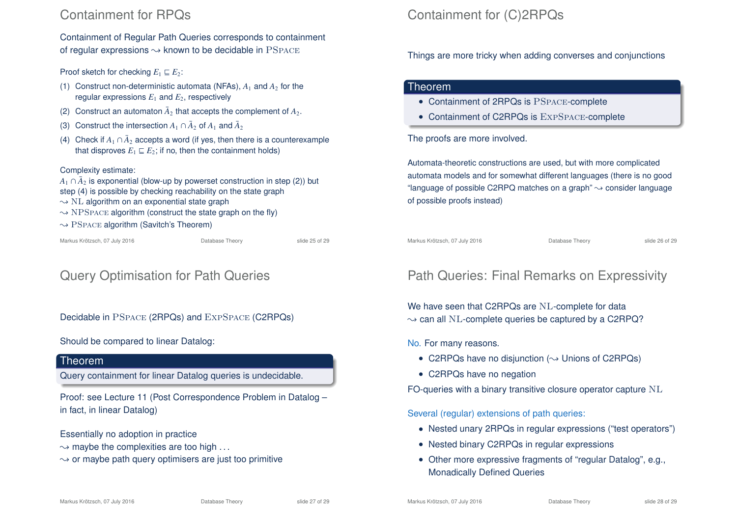# Containment for RPQs

Containment of Regular Path Queries corresponds to containment of regular expressions $\leadsto$ known to be decidable in PSPACE

Proof sketch for checking $E_1 \sqsubseteq E_2$:

(1) Construct non-deterministic automata (NFAs), $A_1$ and $A_2$ for the regular expressions $E_1$ and $E_2$, respectively

(2) Construct an automaton $\bar{A}_2$ that accepts the complement of $A_2$.

(3) Construct the intersection $A_1 \cap \bar{A}_2$ of $A_1$ and $\bar{A}_2$

(4) Check if $A_1 \cap \bar{A}_2$ accepts a word (if yes, then there is a counterexample that disproves $E_1 \sqsubseteq E_2$; if no, then the containment holds)

Complexity estimate:
$A_1 \cap \bar{A}_2$ is exponential (blow-up by powerset construction in step (2)) but step (4) is possible by checking reachability on the state graph
$\leadsto$ NL algorithm on an exponential state graph
$\leadsto$ NPSPACE algorithm (construct the state graph on the fly)
$\leadsto$ PSPACE algorithm (Savitch's Theorem)

# Containment for (C)2RPQs

Things are more tricky when adding converses and conjunctions

**Theorem**

- Containment of 2RPQs is PSPACE-complete
- Containment of C2RPQs is EXPSPACE-complete

The proofs are more involved.

Automata-theoretic constructions are used, but with more complicated automata models and for somewhat different languages (there is no good "language of possible C2RPQ matches on a graph" $\leadsto$ consider language of possible proofs instead)

# Query Optimisation for Path Queries

Decidable in PSPACE (2RPQs) and EXPSPACE (C2RPQs)

Should be compared to linear Datalog:

**Theorem**

Query containment for linear Datalog queries is undecidable.

Proof: see Lecture 11 (Post Correspondence Problem in Datalog – in fact, in linear Datalog)

Essentially no adoption in practice
$\leadsto$ maybe the complexities are too high ...
$\leadsto$ or maybe path query optimisers are just too primitive

# Path Queries: Final Remarks on Expressivity

We have seen that C2RPQs are NL-complete for data
$\leadsto$ can all NL-complete queries be captured by a C2RPQ?

No. For many reasons.

- C2RPQs have no disjunction ($\leadsto$ Unions of C2RPQs)
- C2RPQs have no negation

FO-queries with a binary transitive closure operator capture NL

Several (regular) extensions of path queries:

- Nested unary 2RPQs in regular expressions ("test operators")
- Nested binary C2RPQs in regular expressions
- Other more expressive fragments of "regular Datalog", e.g., Monadically Defined Queries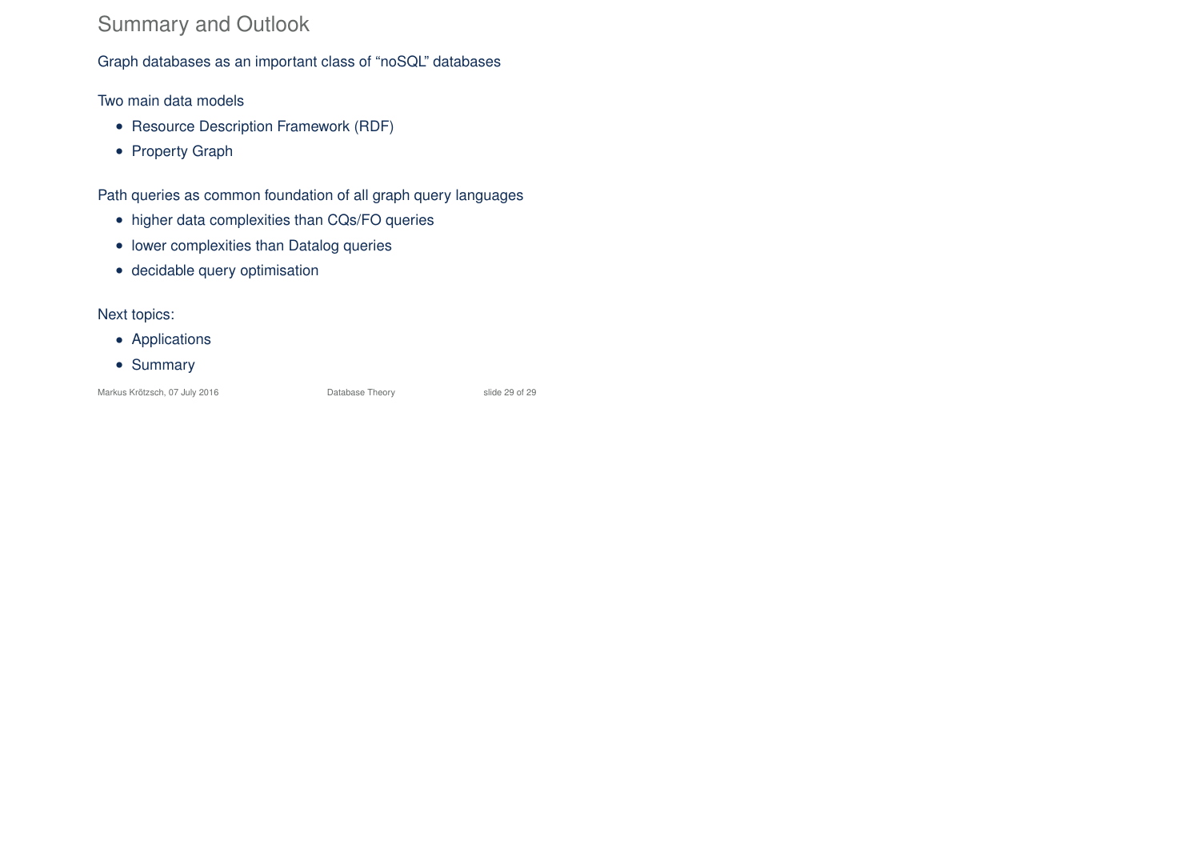# Summary and Outlook

Graph databases as an important class of “noSQL” databases

Two main data models

- Resource Description Framework (RDF)
- Property Graph

Path queries as common foundation of all graph query languages

- higher data complexities than CQs/FO queries
- lower complexities than Datalog queries
- decidable query optimisation

Next topics:

- Applications
- Summary